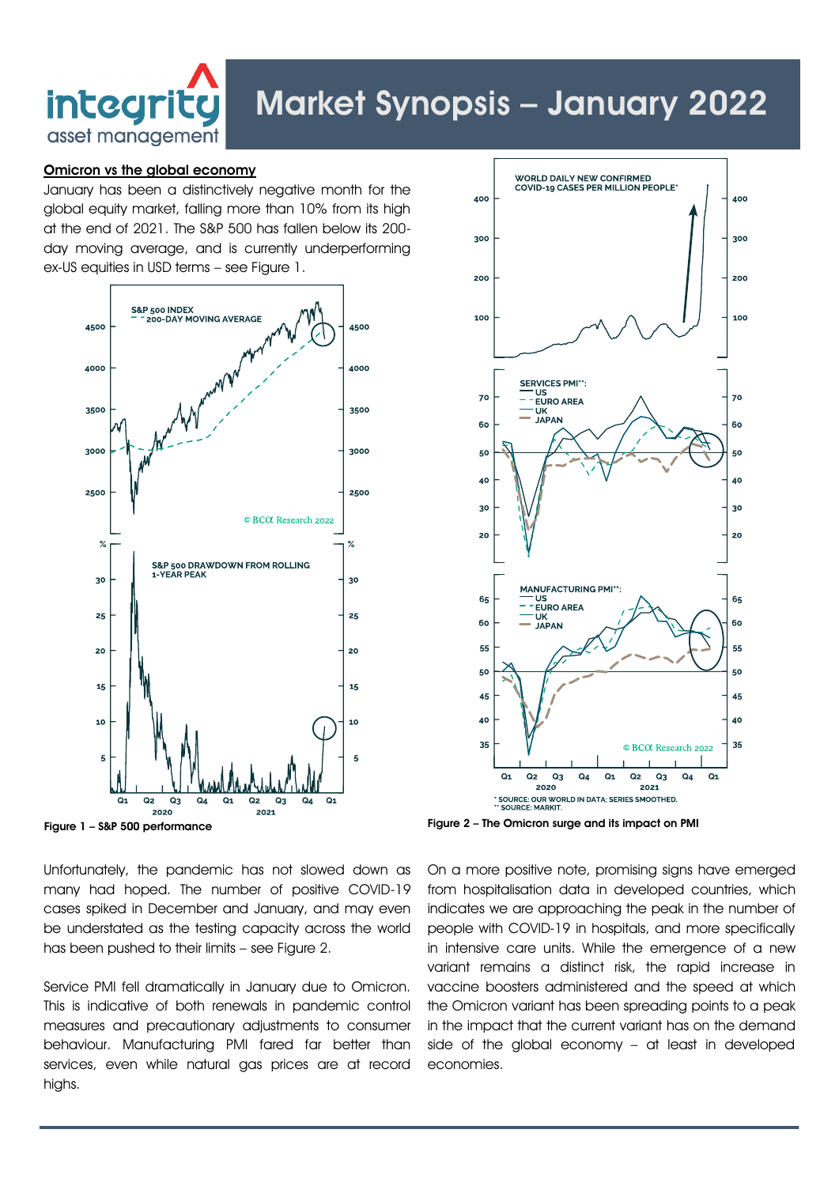# Market Synopsis – January 2022

## Omicron vs the global economy

January has been a distinctively negative month for the global equity market, falling more than 10% from its high at the end of 2021. The S&P 500 has fallen below its 200-day moving average, and is currently underperforming ex-US equities in USD terms – see Figure 1.

**Figure 1 – S&P 500 performance**

**Figure 2 – The Omicron surge and its impact on PMI**

Unfortunately, the pandemic has not slowed down as many had hoped. The number of positive COVID-19 cases spiked in December and January, and may even be understated as the testing capacity across the world has been pushed to their limits – see Figure 2.

Service PMI fell dramatically in January due to Omicron. This is indicative of both renewals in pandemic control measures and precautionary adjustments to consumer behaviour. Manufacturing PMI fared far better than services, even while natural gas prices are at record highs.

On a more positive note, promising signs have emerged from hospitalisation data in developed countries, which indicates we are approaching the peak in the number of people with COVID-19 in hospitals, and more specifically in intensive care units. While the emergence of a new variant remains a distinct risk, the rapid increase in vaccine boosters administered and the speed at which the Omicron variant has been spreading points to a peak in the impact that the current variant has on the demand side of the global economy – at least in developed economies.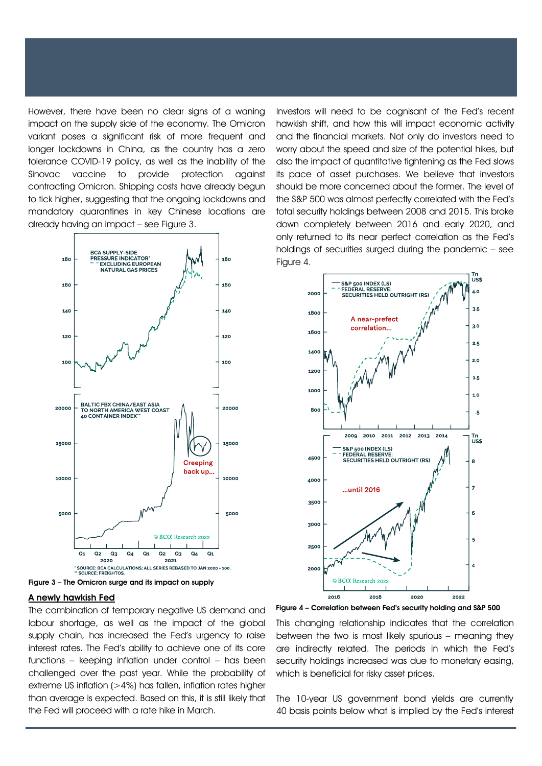However, there have been no clear signs of a waning impact on the supply side of the economy. The Omicron variant poses a significant risk of more frequent and longer lockdowns in China, as the country has a zero tolerance COVID-19 policy, as well as the inability of the Sinovac vaccine to provide protection against contracting Omicron. Shipping costs have already begun to tick higher, suggesting that the ongoing lockdowns and mandatory quarantines in key Chinese locations are already having an impact – see Figure 3.

Figure 3 – The Omicron surge and its impact on supply

## A newly hawkish Fed

The combination of temporary negative US demand and labour shortage, as well as the impact of the global supply chain, has increased the Fed's urgency to raise interest rates. The Fed's ability to achieve one of its core functions – keeping inflation under control – has been challenged over the past year. While the probability of extreme US inflation (>4%) has fallen, inflation rates higher than average is expected. Based on this, it is still likely that the Fed will proceed with a rate hike in March.

Investors will need to be cognisant of the Fed's recent hawkish shift, and how this will impact economic activity and the financial markets. Not only do investors need to worry about the speed and size of the potential hikes, but also the impact of quantitative tightening as the Fed slows its pace of asset purchases. We believe that investors should be more concerned about the former. The level of the S&P 500 was almost perfectly correlated with the Fed's total security holdings between 2008 and 2015. This broke down completely between 2016 and early 2020, and only returned to its near perfect correlation as the Fed's holdings of securities surged during the pandemic – see Figure 4.

Figure 4 – Correlation between Fed's security holding and S&P 500

This changing relationship indicates that the correlation between the two is most likely spurious – meaning they are indirectly related. The periods in which the Fed's security holdings increased was due to monetary easing, which is beneficial for risky asset prices.

The 10-year US government bond yields are currently 40 basis points below what is implied by the Fed's interest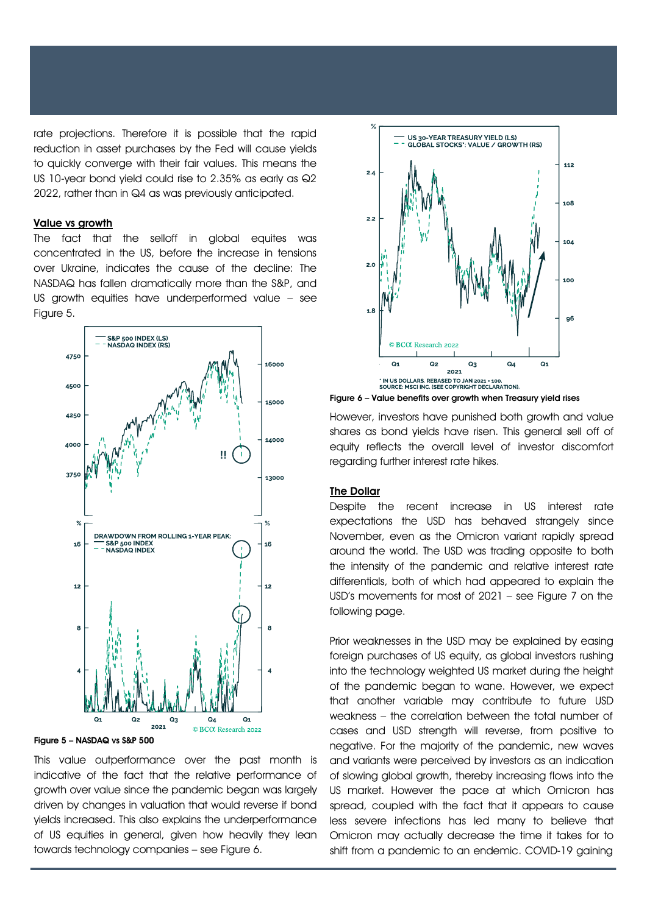rate projections. Therefore it is possible that the rapid reduction in asset purchases by the Fed will cause yields to quickly converge with their fair values. This means the US 10-year bond yield could rise to 2.35% as early as Q2 2022, rather than in Q4 as was previously anticipated.

## Value vs growth

The fact that the selloff in global equites was concentrated in the US, before the increase in tensions over Ukraine, indicates the cause of the decline: The NASDAQ has fallen dramatically more than the S&P, and US growth equities have underperformed value – see Figure 5.

Figure 5 – NASDAQ vs S&P 500

This value outperformance over the past month is indicative of the fact that the relative performance of growth over value since the pandemic began was largely driven by changes in valuation that would reverse if bond yields increased. This also explains the underperformance of US equities in general, given how heavily they lean towards technology companies – see Figure 6.

Figure 6 – Value benefits over growth when Treasury yield rises

However, investors have punished both growth and value shares as bond yields have risen. This general sell off of equity reflects the overall level of investor discomfort regarding further interest rate hikes.

## The Dollar

Despite the recent increase in US interest rate expectations the USD has behaved strangely since November, even as the Omicron variant rapidly spread around the world. The USD was trading opposite to both the intensity of the pandemic and relative interest rate differentials, both of which had appeared to explain the USD's movements for most of 2021 – see Figure 7 on the following page.

Prior weaknesses in the USD may be explained by easing foreign purchases of US equity, as global investors rushing into the technology weighted US market during the height of the pandemic began to wane. However, we expect that another variable may contribute to future USD weakness – the correlation between the total number of cases and USD strength will reverse, from positive to negative. For the majority of the pandemic, new waves and variants were perceived by investors as an indication of slowing global growth, thereby increasing flows into the US market. However the pace at which Omicron has spread, coupled with the fact that it appears to cause less severe infections has led many to believe that Omicron may actually decrease the time it takes for to shift from a pandemic to an endemic. COVID-19 gaining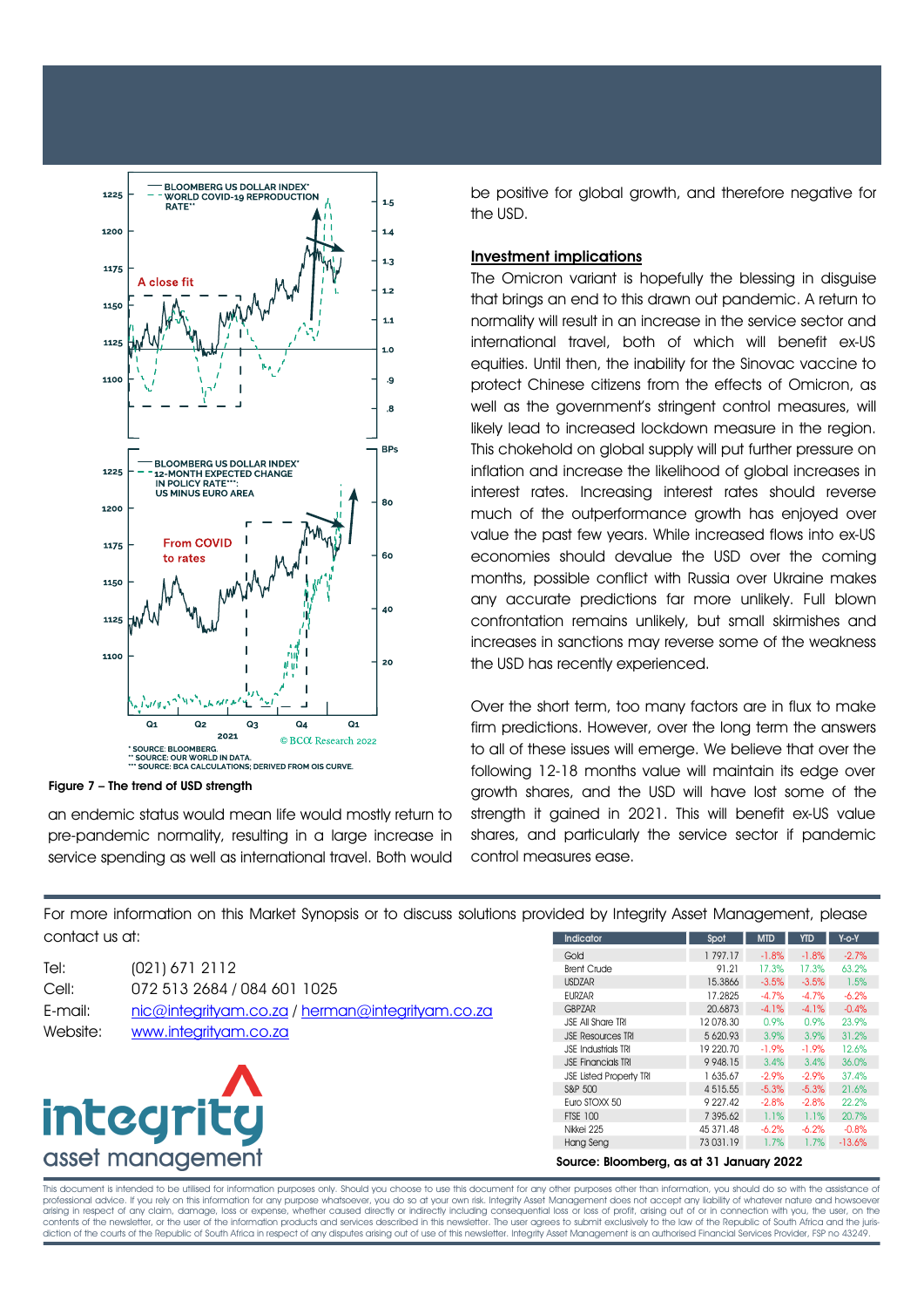BLOOMBERG US DOLLAR INDEX*
WORLD COVID-19 REPRODUCTION RATE**

1225
1200
1175
1150
1125
1100

1.5
1.4
1.3
1.2
1.1
1.0
.9
.8

A close fit

BPs

BLOOMBERG US DOLLAR INDEX*
12-MONTH EXPECTED CHANGE IN POLICY RATE***: US MINUS EURO AREA

1225
1200
1175
1150
1125
1100

80
60
40
20

From COVID to rates

Q1 Q2 Q3 Q4 Q1
2021

© BCA Research 2022

\* SOURCE: BLOOMBERG.
\*\* SOURCE: OUR WORLD IN DATA.
\*\*\* SOURCE: BCA CALCULATIONS; DERIVED FROM OIS CURVE.

**Figure 7 – The trend of USD strength**

an endemic status would mean life would mostly return to pre-pandemic normality, resulting in a large increase in service spending as well as international travel. Both would be positive for global growth, and therefore negative for the USD.

## Investment implications

The Omicron variant is hopefully the blessing in disguise that brings an end to this drawn out pandemic. A return to normality will result in an increase in the service sector and international travel, both of which will benefit ex-US equities. Until then, the inability for the Sinovac vaccine to protect Chinese citizens from the effects of Omicron, as well as the government's stringent control measures, will likely lead to increased lockdown measure in the region. This chokehold on global supply will put further pressure on inflation and increase the likelihood of global increases in interest rates. Increasing interest rates should reverse much of the outperformance growth has enjoyed over value the past few years. While increased flows into ex-US economies should devalue the USD over the coming months, possible conflict with Russia over Ukraine makes any accurate predictions far more unlikely. Full blown confrontation remains unlikely, but small skirmishes and increases in sanctions may reverse some of the weakness the USD has recently experienced.

Over the short term, too many factors are in flux to make firm predictions. However, over the long term the answers to all of these issues will emerge. We believe that over the following 12-18 months value will maintain its edge over growth shares, and the USD will have lost some of the strength it gained in 2021. This will benefit ex-US value shares, and particularly the service sector if pandemic control measures ease.

For more information on this Market Synopsis or to discuss solutions provided by Integrity Asset Management, please contact us at:

| | |
|---|---|
| Tel: | (021) 671 2112 |
| Cell: | 072 513 2684 / 084 601 1025 |
| E-mail: | nic@integrityam.co.za / herman@integrityam.co.za |
| Website: | www.integrityam.co.za |

integrity asset management

| Indicator | Spot | MTD | YTD | Y-o-Y |
|---|---|---|---|---|
| Gold | 1 797.17 | -1.8% | -1.8% | -2.7% |
| Brent Crude | 91.21 | 17.3% | 17.3% | 63.2% |
| USDZAR | 15.3866 | -3.5% | -3.5% | 1.5% |
| EURZAR | 17.2825 | -4.7% | -4.7% | -6.2% |
| GBPZAR | 20.6873 | -4.1% | -4.1% | -0.4% |
| JSE All Share TRI | 12 078.30 | 0.9% | 0.9% | 23.9% |
| JSE Resources TRI | 5 620.93 | 3.9% | 3.9% | 31.2% |
| JSE Industrials TRI | 19 220.70 | -1.9% | -1.9% | 12.6% |
| JSE Financials TRI | 9 948.15 | 3.4% | 3.4% | 36.0% |
| JSE Listed Property TRI | 1 635.67 | -2.9% | -2.9% | 37.4% |
| S&P 500 | 4 515.55 | -5.3% | -5.3% | 21.6% |
| Euro STOXX 50 | 9 227.42 | -2.8% | -2.8% | 22.2% |
| FTSE 100 | 7 395.62 | 1.1% | 1.1% | 20.7% |
| Nikkei 225 | 45 371.48 | -6.2% | -6.2% | -0.8% |
| Hang Seng | 73 031.19 | 1.7% | 1.7% | -13.6% |

**Source: Bloomberg, as at 31 January 2022**

This document is intended to be utilised for information purposes only. Should you choose to use this document for any other purposes other than information, you should do so with the assistance of professional advice. If you rely on this information for any purpose whatsoever, you do so at your own risk. Integrity Asset Management does not accept any liability of whatever nature and howsoever arising in respect of any claim, damage, loss or expense, whether caused directly or indirectly including consequential loss or loss of profit, arising out of or in connection with you, the user, on the contents of the newsletter, or the user of the information products and services described in this newsletter. The user agrees to submit exclusively to the law of the Republic of South Africa and the jurisdiction of the courts of the Republic of South Africa in respect of any disputes arising out of use of this newsletter. Integrity Asset Management is an authorised Financial Services Provider, FSP no 43249.